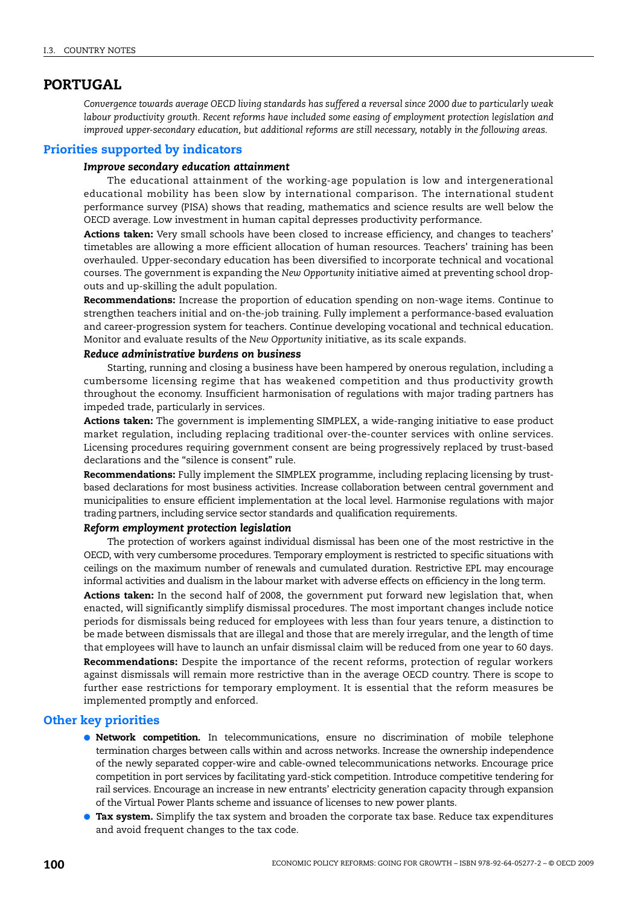# PORTUGAL

*Convergence towards average OECD living standards has suffered a reversal since 2000 due to particularly weak labour productivity growth. Recent reforms have included some easing of employment protection legislation and improved upper-secondary education, but additional reforms are still necessary, notably in the following areas.*

## Priorities supported by indicators

### *Improve secondary education attainment*

The educational attainment of the working-age population is low and intergenerational educational mobility has been slow by international comparison. The international student performance survey (PISA) shows that reading, mathematics and science results are well below the OECD average. Low investment in human capital depresses productivity performance.

**Actions taken:** Very small schools have been closed to increase efficiency, and changes to teachers' timetables are allowing a more efficient allocation of human resources. Teachers' training has been overhauled. Upper-secondary education has been diversified to incorporate technical and vocational courses. The government is expanding the *New Opportunity* initiative aimed at preventing school drop-outs and up-skilling the adult population.

**Recommendations:** Increase the proportion of education spending on non-wage items. Continue to strengthen teachers initial and on-the-job training. Fully implement a performance-based evaluation and career-progression system for teachers. Continue developing vocational and technical education. Monitor and evaluate results of the *New Opportunity* initiative, as its scale expands.

### *Reduce administrative burdens on business*

Starting, running and closing a business have been hampered by onerous regulation, including a cumbersome licensing regime that has weakened competition and thus productivity growth throughout the economy. Insufficient harmonisation of regulations with major trading partners has impeded trade, particularly in services.

**Actions taken:** The government is implementing SIMPLEX, a wide-ranging initiative to ease product market regulation, including replacing traditional over-the-counter services with online services. Licensing procedures requiring government consent are being progressively replaced by trust-based declarations and the "silence is consent" rule.

**Recommendations:** Fully implement the SIMPLEX programme, including replacing licensing by trust-based declarations for most business activities. Increase collaboration between central government and municipalities to ensure efficient implementation at the local level. Harmonise regulations with major trading partners, including service sector standards and qualification requirements.

### *Reform employment protection legislation*

The protection of workers against individual dismissal has been one of the most restrictive in the OECD, with very cumbersome procedures. Temporary employment is restricted to specific situations with ceilings on the maximum number of renewals and cumulated duration. Restrictive EPL may encourage informal activities and dualism in the labour market with adverse effects on efficiency in the long term.

**Actions taken:** In the second half of 2008, the government put forward new legislation that, when enacted, will significantly simplify dismissal procedures. The most important changes include notice periods for dismissals being reduced for employees with less than four years tenure, a distinction to be made between dismissals that are illegal and those that are merely irregular, and the length of time that employees will have to launch an unfair dismissal claim will be reduced from one year to 60 days.

**Recommendations:** Despite the importance of the recent reforms, protection of regular workers against dismissals will remain more restrictive than in the average OECD country. There is scope to further ease restrictions for temporary employment. It is essential that the reform measures be implemented promptly and enforced.

## Other key priorities

- **Network competition.** In telecommunications, ensure no discrimination of mobile telephone termination charges between calls within and across networks. Increase the ownership independence of the newly separated copper-wire and cable-owned telecommunications networks. Encourage price competition in port services by facilitating yard-stick competition. Introduce competitive tendering for rail services. Encourage an increase in new entrants' electricity generation capacity through expansion of the Virtual Power Plants scheme and issuance of licenses to new power plants.
- **Tax system.** Simplify the tax system and broaden the corporate tax base. Reduce tax expenditures and avoid frequent changes to the tax code.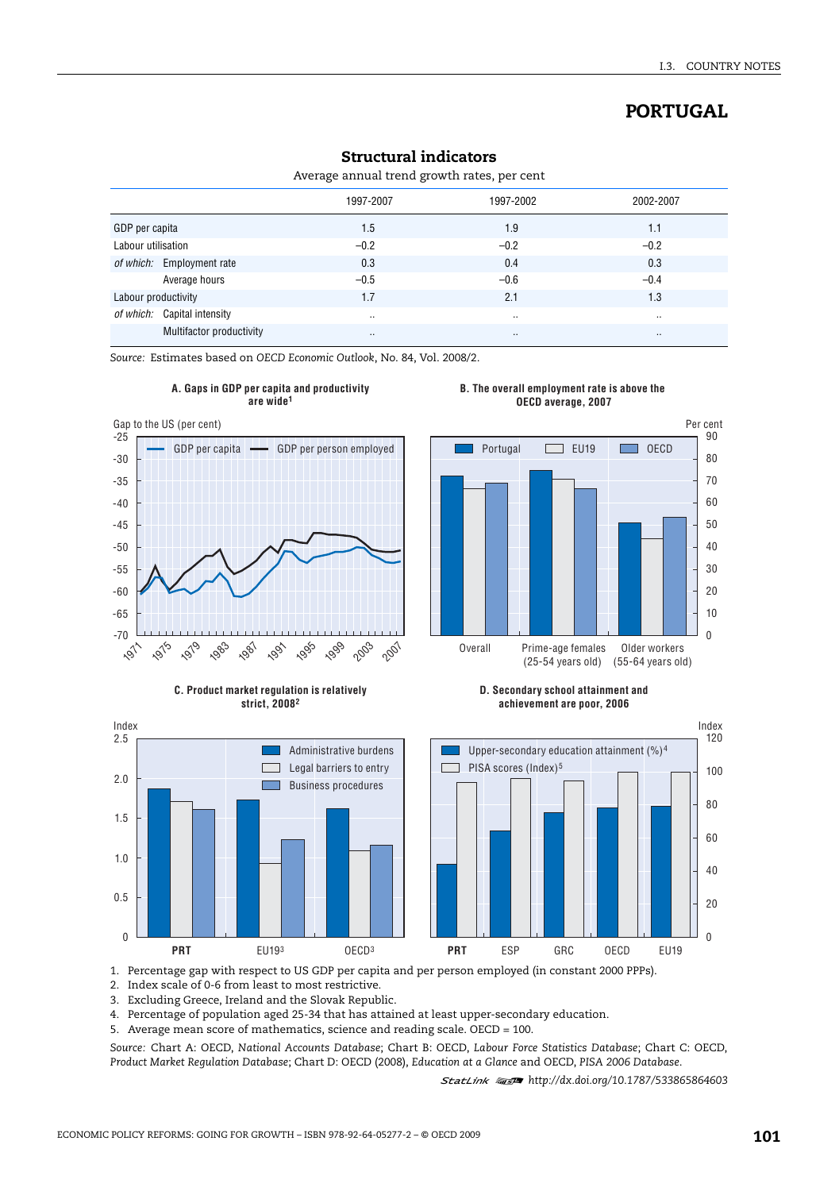# PORTUGAL

## Structural indicators

Average annual trend growth rates, per cent

| | 1997-2007 | 1997-2002 | 2002-2007 |
|---|---|---|---|
| GDP per capita | 1.5 | 1.9 | 1.1 |
| Labour utilisation | –0.2 | –0.2 | –0.2 |
| *of which:* Employment rate | 0.3 | 0.4 | 0.3 |
| Average hours | –0.5 | –0.6 | –0.4 |
| Labour productivity | 1.7 | 2.1 | 1.3 |
| *of which:* Capital intensity | .. | .. | .. |
| Multifactor productivity | .. | .. | .. |

*Source:* Estimates based on *OECD Economic Outlook*, No. 84, Vol. 2008/2.

**A. Gaps in GDP per capita and productivity are wide[1]**

Gap to the US (per cent)

GDP per capita
GDP per person employed

-25
-30
-35
-40
-45
-50
-55
-60
-65
-70

1971 1975 1979 1983 1987 1991 1995 1999 2003 2007

**B. The overall employment rate is above the OECD average, 2007**

Per cent

Portugal
EU19
OECD

90
80
70
60
50
40
30
20
10
0

Overall
Prime-age females (25-54 years old)
Older workers (55-64 years old)

**C. Product market regulation is relatively strict, 2008[2]**

Index

Administrative burdens
Legal barriers to entry
Business procedures

2.5
2.0
1.5
1.0
0.5
0

PRT EU19[3] OECD[3]

**D. Secondary school attainment and achievement are poor, 2006**

Index

Upper-secondary education attainment (%)[4]
PISA scores (Index)[5]

120
100
80
60
40
20
0

PRT ESP GRC OECD EU19

1. Percentage gap with respect to US GDP per capita and per person employed (in constant 2000 PPPs).
2. Index scale of 0-6 from least to most restrictive.
3. Excluding Greece, Ireland and the Slovak Republic.
4. Percentage of population aged 25-34 that has attained at least upper-secondary education.
5. Average mean score of mathematics, science and reading scale. OECD = 100.

*Source:* Chart A: OECD, *National Accounts Database*; Chart B: OECD, *Labour Force Statistics Database*; Chart C: OECD, *Product Market Regulation Database*; Chart D: OECD (2008), *Education at a Glance* and OECD, *PISA 2006 Database*.

StatLink http://dx.doi.org/10.1787/533865864603